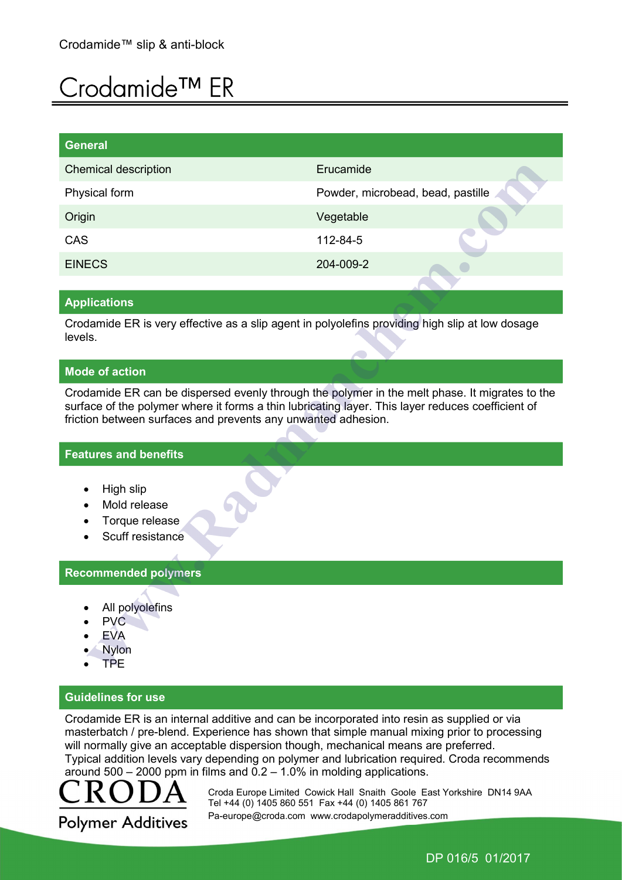Crodamide™ slip & anti-block

# Crodamide™ ER

| General | |
|---|---|
| Chemical description | Erucamide |
| Physical form | Powder, microbead, bead, pastille |
| Origin | Vegetable |
| CAS | 112-84-5 |
| EINECS | 204-009-2 |

## Applications

Crodamide ER is very effective as a slip agent in polyolefins providing high slip at low dosage levels.

## Mode of action

Crodamide ER can be dispersed evenly through the polymer in the melt phase. It migrates to the surface of the polymer where it forms a thin lubricating layer. This layer reduces coefficient of friction between surfaces and prevents any unwanted adhesion.

## Features and benefits

- High slip
- Mold release
- Torque release
- Scuff resistance

## Recommended polymers

- All polyolefins
- PVC
- EVA
- Nylon
- TPE

## Guidelines for use

Crodamide ER is an internal additive and can be incorporated into resin as supplied or via masterbatch / pre-blend. Experience has shown that simple manual mixing prior to processing will normally give an acceptable dispersion though, mechanical means are preferred.
Typical addition levels vary depending on polymer and lubrication required. Croda recommends around 500 – 2000 ppm in films and 0.2 – 1.0% in molding applications.

CRODA
Polymer Additives

Croda Europe Limited Cowick Hall Snaith Goole East Yorkshire DN14 9AA
Tel +44 (0) 1405 860 551 Fax +44 (0) 1405 861 767
Pa-europe@croda.com www.crodapolymeradditives.com

DP 016/5 01/2017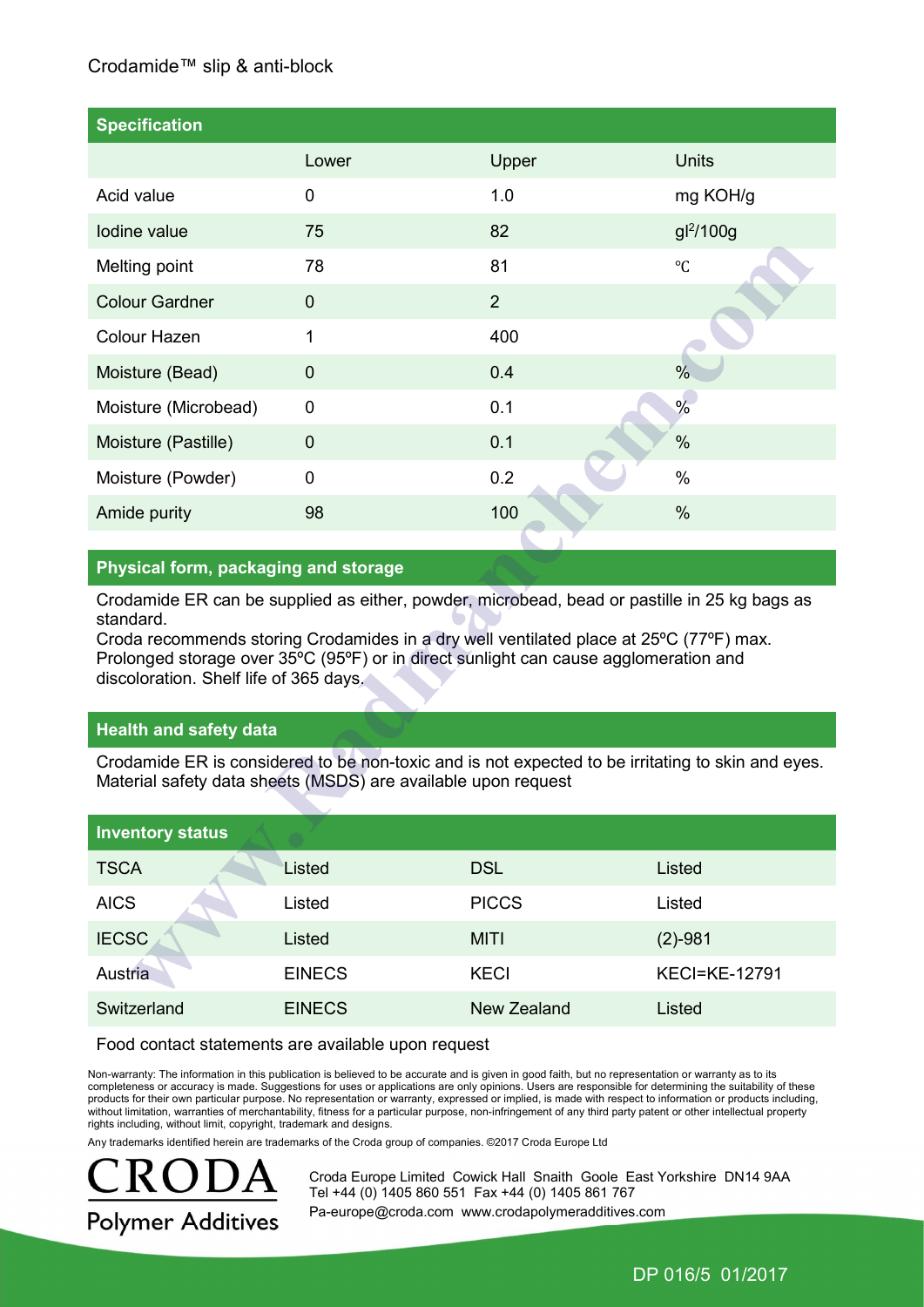Crodamide™ slip & anti-block

## Specification

| | Lower | Upper | Units |
|---|---|---|---|
| Acid value | 0 | 1.0 | mg KOH/g |
| Iodine value | 75 | 82 | $gI^2$/100g |
| Melting point | 78 | 81 | °C |
| Colour Gardner | 0 | 2 | |
| Colour Hazen | 1 | 400 | |
| Moisture (Bead) | 0 | 0.4 | % |
| Moisture (Microbead) | 0 | 0.1 | % |
| Moisture (Pastille) | 0 | 0.1 | % |
| Moisture (Powder) | 0 | 0.2 | % |
| Amide purity | 98 | 100 | % |

## Physical form, packaging and storage

Crodamide ER can be supplied as either, powder, microbead, bead or pastille in 25 kg bags as standard.
Croda recommends storing Crodamides in a dry well ventilated place at 25ºC (77ºF) max. Prolonged storage over 35ºC (95ºF) or in direct sunlight can cause agglomeration and discoloration. Shelf life of 365 days.

## Health and safety data

Crodamide ER is considered to be non-toxic and is not expected to be irritating to skin and eyes. Material safety data sheets (MSDS) are available upon request

## Inventory status

| | | | |
|---|---|---|---|
| TSCA | Listed | DSL | Listed |
| AICS | Listed | PICCS | Listed |
| IECSC | Listed | MITI | (2)-981 |
| Austria | EINECS | KECI | KECI=KE-12791 |
| Switzerland | EINECS | New Zealand | Listed |

Food contact statements are available upon request

Non-warranty: The information in this publication is believed to be accurate and is given in good faith, but no representation or warranty as to its completeness or accuracy is made. Suggestions for uses or applications are only opinions. Users are responsible for determining the suitability of these products for their own particular purpose. No representation or warranty, expressed or implied, is made with respect to information or products including, without limitation, warranties of merchantability, fitness for a particular purpose, non-infringement of any third party patent or other intellectual property rights including, without limit, copyright, trademark and designs.

Any trademarks identified herein are trademarks of the Croda group of companies. ©2017 Croda Europe Ltd

CRODA
Polymer Additives

Croda Europe Limited Cowick Hall Snaith Goole East Yorkshire DN14 9AA
Tel +44 (0) 1405 860 551 Fax +44 (0) 1405 861 767
Pa-europe@croda.com www.crodapolymeradditives.com

DP 016/5 01/2017